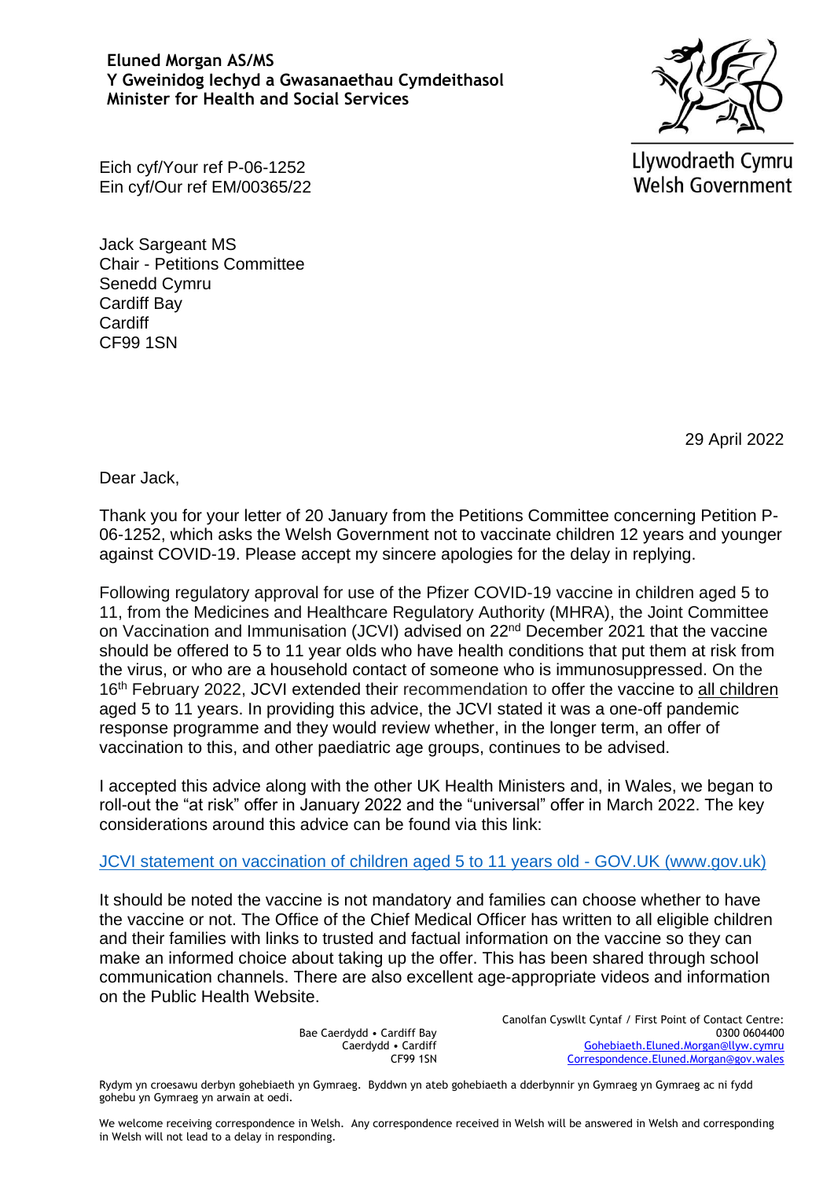**Eluned Morgan AS/MS**
**Y Gweinidog Iechyd a Gwasanaethau Cymdeithasol**
**Minister for Health and Social Services**

Llywodraeth Cymru
Welsh Government

Eich cyf/Your ref P-06-1252
Ein cyf/Our ref EM/00365/22

Jack Sargeant MS
Chair - Petitions Committee
Senedd Cymru
Cardiff Bay
Cardiff
CF99 1SN

29 April 2022

Dear Jack,

Thank you for your letter of 20 January from the Petitions Committee concerning Petition P-06-1252, which asks the Welsh Government not to vaccinate children 12 years and younger against COVID-19. Please accept my sincere apologies for the delay in replying.

Following regulatory approval for use of the Pfizer COVID-19 vaccine in children aged 5 to 11, from the Medicines and Healthcare Regulatory Authority (MHRA), the Joint Committee on Vaccination and Immunisation (JCVI) advised on 22nd December 2021 that the vaccine should be offered to 5 to 11 year olds who have health conditions that put them at risk from the virus, or who are a household contact of someone who is immunosuppressed. On the 16th February 2022, JCVI extended their recommendation to offer the vaccine to all children aged 5 to 11 years. In providing this advice, the JCVI stated it was a one-off pandemic response programme and they would review whether, in the longer term, an offer of vaccination to this, and other paediatric age groups, continues to be advised.

I accepted this advice along with the other UK Health Ministers and, in Wales, we began to roll-out the "at risk" offer in January 2022 and the "universal" offer in March 2022. The key considerations around this advice can be found via this link:

[JCVI statement on vaccination of children aged 5 to 11 years old - GOV.UK (www.gov.uk)]

It should be noted the vaccine is not mandatory and families can choose whether to have the vaccine or not. The Office of the Chief Medical Officer has written to all eligible children and their families with links to trusted and factual information on the vaccine so they can make an informed choice about taking up the offer. This has been shared through school communication channels. There are also excellent age-appropriate videos and information on the Public Health Website.

Bae Caerdydd • Cardiff Bay
Caerdydd • Cardiff
CF99 1SN

Canolfan Cyswllt Cyntaf / First Point of Contact Centre:
0300 0604400
Gohebiaeth.Eluned.Morgan@llyw.cymru
Correspondence.Eluned.Morgan@gov.wales

Rydym yn croesawu derbyn gohebiaeth yn Gymraeg. Byddwn yn ateb gohebiaeth a dderbynnir yn Gymraeg yn Gymraeg ac ni fydd gohebu yn Gymraeg yn arwain at oedi.

We welcome receiving correspondence in Welsh. Any correspondence received in Welsh will be answered in Welsh and corresponding in Welsh will not lead to a delay in responding.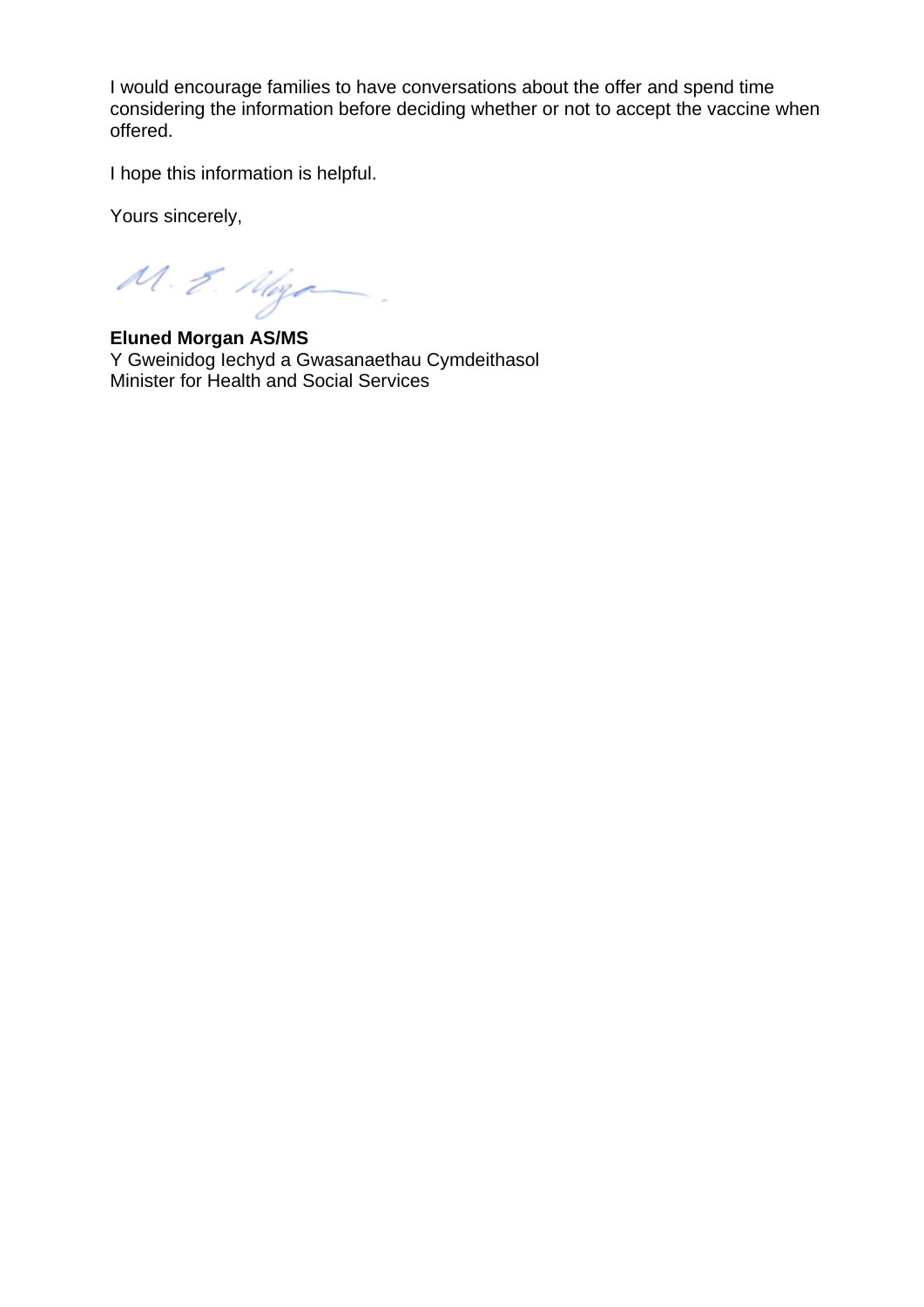I would encourage families to have conversations about the offer and spend time considering the information before deciding whether or not to accept the vaccine when offered.

I hope this information is helpful.

Yours sincerely,

**Eluned Morgan AS/MS**
Y Gweinidog Iechyd a Gwasanaethau Cymdeithasol
Minister for Health and Social Services